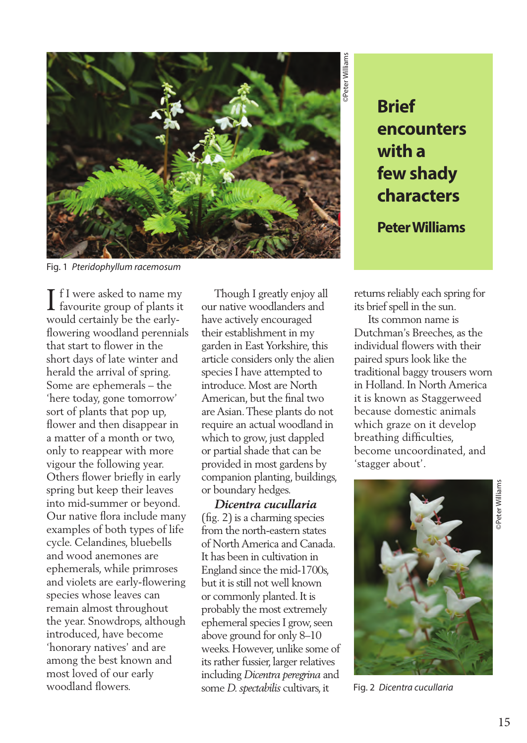# Brief encounters with a few shady characters

**Peter Williams**

Fig. 1 *Pteridophyllum racemosum*

If I were asked to name my favourite group of plants it would certainly be the early-flowering woodland perennials that start to flower in the short days of late winter and herald the arrival of spring. Some are ephemerals – the 'here today, gone tomorrow' sort of plants that pop up, flower and then disappear in a matter of a month or two, only to reappear with more vigour the following year. Others flower briefly in early spring but keep their leaves into mid-summer or beyond. Our native flora include many examples of both types of life cycle. Celandines, bluebells and wood anemones are ephemerals, while primroses and violets are early-flowering species whose leaves can remain almost throughout the year. Snowdrops, although introduced, have become 'honorary natives' and are among the best known and most loved of our early woodland flowers.

Though I greatly enjoy all our native woodlanders and have actively encouraged their establishment in my garden in East Yorkshire, this article considers only the alien species I have attempted to introduce. Most are North American, but the final two are Asian. These plants do not require an actual woodland in which to grow, just dappled or partial shade that can be provided in most gardens by companion planting, buildings, or boundary hedges.

***Dicentra cucullaria*** (fig. 2) is a charming species from the north-eastern states of North America and Canada. It has been in cultivation in England since the mid-1700s, but it is still not well known or commonly planted. It is probably the most extremely ephemeral species I grow, seen above ground for only 8–10 weeks. However, unlike some of its rather fussier, larger relatives including *Dicentra peregrina* and some *D. spectabilis* cultivars, it returns reliably each spring for its brief spell in the sun.

Its common name is Dutchman's Breeches, as the individual flowers with their paired spurs look like the traditional baggy trousers worn in Holland. In North America it is known as Staggerweed because domestic animals which graze on it develop breathing difficulties, become uncoordinated, and 'stagger about'.

Fig. 2 *Dicentra cucullaria*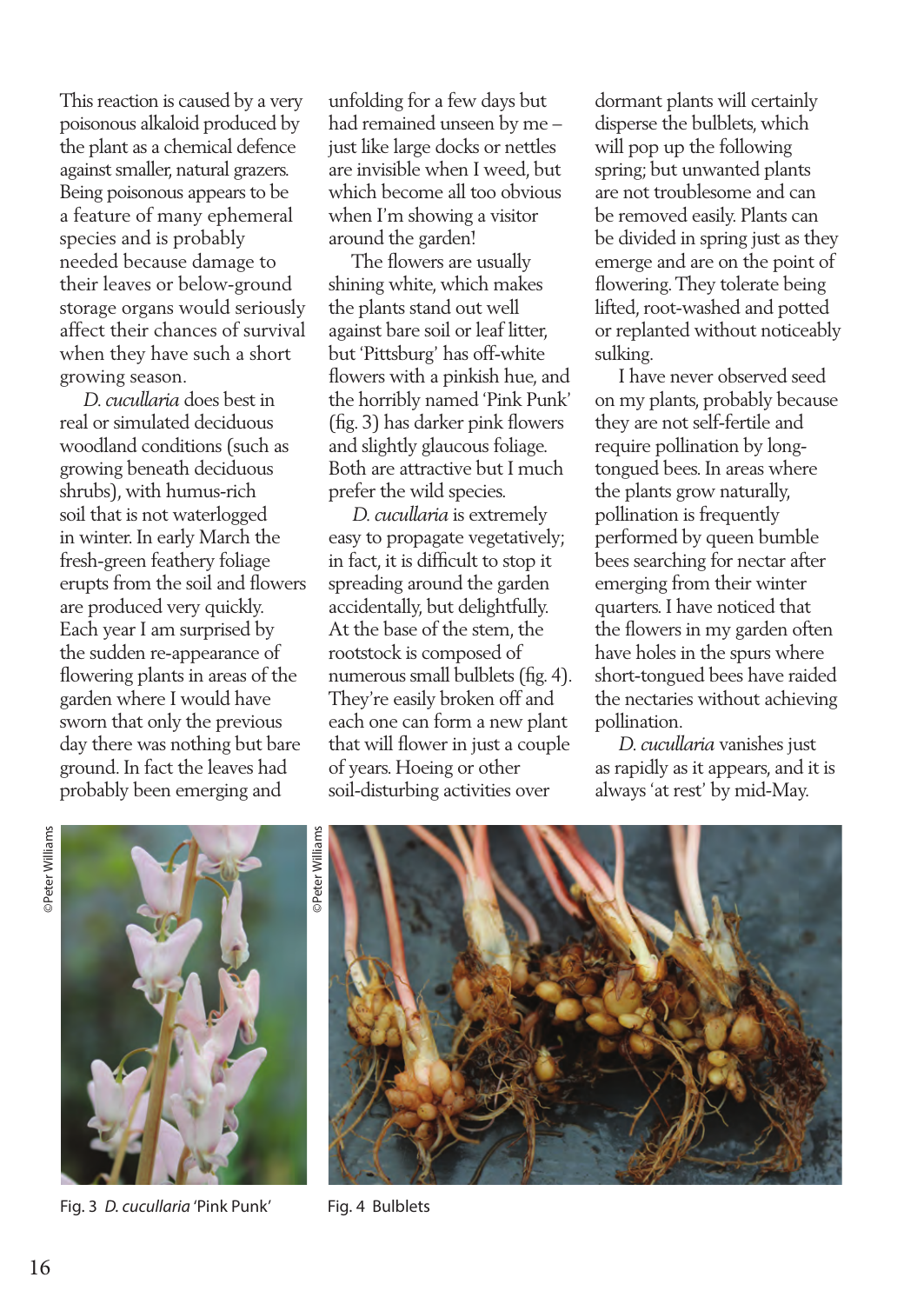This reaction is caused by a very poisonous alkaloid produced by the plant as a chemical defence against smaller, natural grazers. Being poisonous appears to be a feature of many ephemeral species and is probably needed because damage to their leaves or below-ground storage organs would seriously affect their chances of survival when they have such a short growing season.

*D. cucullaria* does best in real or simulated deciduous woodland conditions (such as growing beneath deciduous shrubs), with humus-rich soil that is not waterlogged in winter. In early March the fresh-green feathery foliage erupts from the soil and flowers are produced very quickly. Each year I am surprised by the sudden re-appearance of flowering plants in areas of the garden where I would have sworn that only the previous day there was nothing but bare ground. In fact the leaves had probably been emerging and unfolding for a few days but had remained unseen by me – just like large docks or nettles are invisible when I weed, but which become all too obvious when I'm showing a visitor around the garden!

The flowers are usually shining white, which makes the plants stand out well against bare soil or leaf litter, but 'Pittsburg' has off-white flowers with a pinkish hue, and the horribly named 'Pink Punk' (fig. 3) has darker pink flowers and slightly glaucous foliage. Both are attractive but I much prefer the wild species.

*D. cucullaria* is extremely easy to propagate vegetatively; in fact, it is difficult to stop it spreading around the garden accidentally, but delightfully. At the base of the stem, the rootstock is composed of numerous small bulblets (fig. 4). They're easily broken off and each one can form a new plant that will flower in just a couple of years. Hoeing or other soil-disturbing activities over dormant plants will certainly disperse the bulblets, which will pop up the following spring; but unwanted plants are not troublesome and can be removed easily. Plants can be divided in spring just as they emerge and are on the point of flowering. They tolerate being lifted, root-washed and potted or replanted without noticeably sulking.

I have never observed seed on my plants, probably because they are not self-fertile and require pollination by long-tongued bees. In areas where the plants grow naturally, pollination is frequently performed by queen bumble bees searching for nectar after emerging from their winter quarters. I have noticed that the flowers in my garden often have holes in the spurs where short-tongued bees have raided the nectaries without achieving pollination.

*D. cucullaria* vanishes just as rapidly as it appears, and it is always 'at rest' by mid-May.

©Peter Williams

Fig. 3 *D. cucullaria* 'Pink Punk'

©Peter Williams

Fig. 4 Bulblets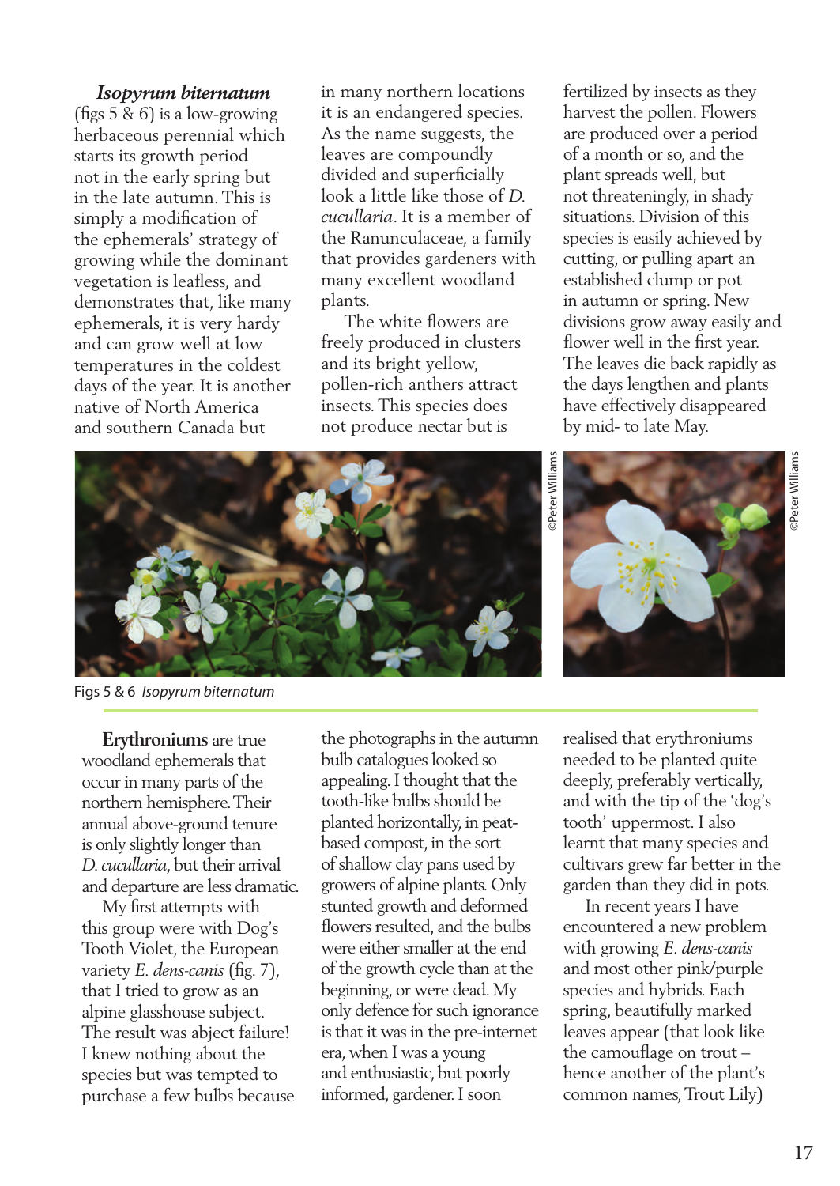***Isopyrum biternatum*** (figs 5 & 6) is a low-growing herbaceous perennial which starts its growth period not in the early spring but in the late autumn. This is simply a modification of the ephemerals' strategy of growing while the dominant vegetation is leafless, and demonstrates that, like many ephemerals, it is very hardy and can grow well at low temperatures in the coldest days of the year. It is another native of North America and southern Canada but in many northern locations it is an endangered species. As the name suggests, the leaves are compoundly divided and superficially look a little like those of *D. cucullaria*. It is a member of the Ranunculaceae, a family that provides gardeners with many excellent woodland plants.

The white flowers are freely produced in clusters and its bright yellow, pollen-rich anthers attract insects. This species does not produce nectar but is fertilized by insects as they harvest the pollen. Flowers are produced over a period of a month or so, and the plant spreads well, but not threateningly, in shady situations. Division of this species is easily achieved by cutting, or pulling apart an established clump or pot in autumn or spring. New divisions grow away easily and flower well in the first year. The leaves die back rapidly as the days lengthen and plants have effectively disappeared by mid- to late May.

©Peter Williams

©Peter Williams

Figs 5 & 6 *Isopyrum biternatum*

**Erythroniums** are true woodland ephemerals that occur in many parts of the northern hemisphere. Their annual above-ground tenure is only slightly longer than *D. cucullaria*, but their arrival and departure are less dramatic.

My first attempts with this group were with Dog's Tooth Violet, the European variety *E. dens-canis* (fig. 7), that I tried to grow as an alpine glasshouse subject. The result was abject failure! I knew nothing about the species but was tempted to purchase a few bulbs because the photographs in the autumn bulb catalogues looked so appealing. I thought that the tooth-like bulbs should be planted horizontally, in peat-based compost, in the sort of shallow clay pans used by growers of alpine plants. Only stunted growth and deformed flowers resulted, and the bulbs were either smaller at the end of the growth cycle than at the beginning, or were dead. My only defence for such ignorance is that it was in the pre-internet era, when I was a young and enthusiastic, but poorly informed, gardener. I soon realised that erythroniums needed to be planted quite deeply, preferably vertically, and with the tip of the 'dog's tooth' uppermost. I also learnt that many species and cultivars grew far better in the garden than they did in pots.

In recent years I have encountered a new problem with growing *E. dens-canis* and most other pink/purple species and hybrids. Each spring, beautifully marked leaves appear (that look like the camouflage on trout – hence another of the plant's common names, Trout Lily)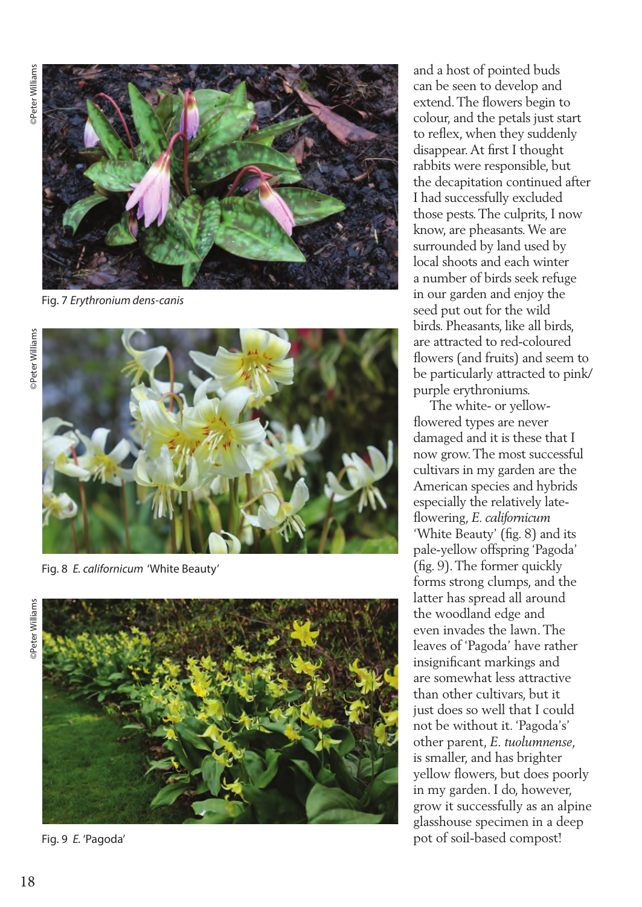Fig. 7 *Erythronium dens-canis*

Fig. 8 *E. californicum* 'White Beauty'

Fig. 9 *E.* 'Pagoda'

and a host of pointed buds can be seen to develop and extend. The flowers begin to colour, and the petals just start to reflex, when they suddenly disappear. At first I thought rabbits were responsible, but the decapitation continued after I had successfully excluded those pests. The culprits, I now know, are pheasants. We are surrounded by land used by local shoots and each winter a number of birds seek refuge in our garden and enjoy the seed put out for the wild birds. Pheasants, like all birds, are attracted to red-coloured flowers (and fruits) and seem to be particularly attracted to pink/purple erythroniums.

The white- or yellow-flowered types are never damaged and it is these that I now grow. The most successful cultivars in my garden are the American species and hybrids especially the relatively late-flowering, *E. californicum* 'White Beauty' (fig. 8) and its pale-yellow offspring 'Pagoda' (fig. 9). The former quickly forms strong clumps, and the latter has spread all around the woodland edge and even invades the lawn. The leaves of 'Pagoda' have rather insignificant markings and are somewhat less attractive than other cultivars, but it just does so well that I could not be without it. 'Pagoda's' other parent, *E. tuolumnense*, is smaller, and has brighter yellow flowers, but does poorly in my garden. I do, however, grow it successfully as an alpine glasshouse specimen in a deep pot of soil-based compost!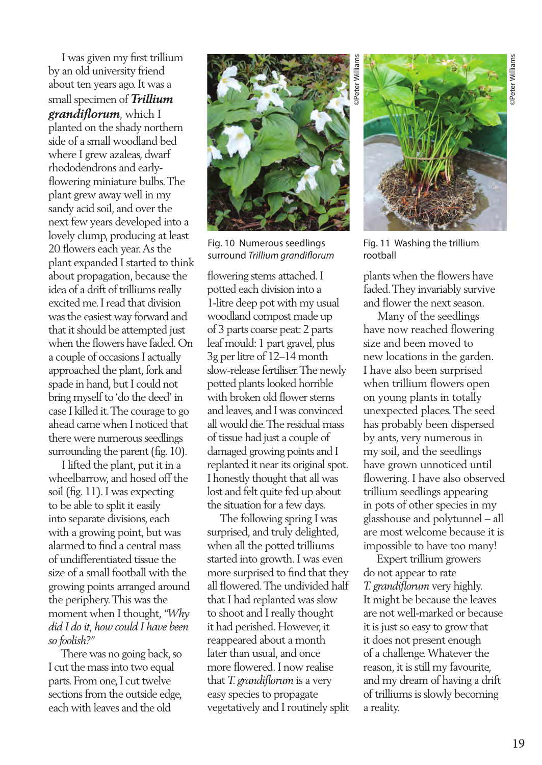I was given my first trillium by an old university friend about ten years ago. It was a small specimen of ***Trillium grandiflorum***, which I planted on the shady northern side of a small woodland bed where I grew azaleas, dwarf rhododendrons and early-flowering miniature bulbs. The plant grew away well in my sandy acid soil, and over the next few years developed into a lovely clump, producing at least 20 flowers each year. As the plant expanded I started to think about propagation, because the idea of a drift of trilliums really excited me. I read that division was the easiest way forward and that it should be attempted just when the flowers have faded. On a couple of occasions I actually approached the plant, fork and spade in hand, but I could not bring myself to 'do the deed' in case I killed it. The courage to go ahead came when I noticed that there were numerous seedlings surrounding the parent (fig. 10).

I lifted the plant, put it in a wheelbarrow, and hosed off the soil (fig. 11). I was expecting to be able to split it easily into separate divisions, each with a growing point, but was alarmed to find a central mass of undifferentiated tissue the size of a small football with the growing points arranged around the periphery. This was the moment when I thought, *"Why did I do it, how could I have been so foolish?"*

There was no going back, so I cut the mass into two equal parts. From one, I cut twelve sections from the outside edge, each with leaves and the old flowering stems attached. I potted each division into a 1-litre deep pot with my usual woodland compost made up of 3 parts coarse peat: 2 parts leaf mould: 1 part gravel, plus 3g per litre of 12–14 month slow-release fertiliser. The newly potted plants looked horrible with broken old flower stems and leaves, and I was convinced all would die. The residual mass of tissue had just a couple of damaged growing points and I replanted it near its original spot. I honestly thought that all was lost and felt quite fed up about the situation for a few days.

Fig. 10 Numerous seedlings surround *Trillium grandiflorum*

Fig. 11 Washing the trillium rootball

The following spring I was surprised, and truly delighted, when all the potted trilliums started into growth. I was even more surprised to find that they all flowered. The undivided half that I had replanted was slow to shoot and I really thought it had perished. However, it reappeared about a month later than usual, and once more flowered. I now realise that *T. grandiflorum* is a very easy species to propagate vegetatively and I routinely split plants when the flowers have faded. They invariably survive and flower the next season.

Many of the seedlings have now reached flowering size and been moved to new locations in the garden. I have also been surprised when trillium flowers open on young plants in totally unexpected places. The seed has probably been dispersed by ants, very numerous in my soil, and the seedlings have grown unnoticed until flowering. I have also observed trillium seedlings appearing in pots of other species in my glasshouse and polytunnel – all are most welcome because it is impossible to have too many!

Expert trillium growers do not appear to rate *T. grandiflorum* very highly. It might be because the leaves are not well-marked or because it is just so easy to grow that it does not present enough of a challenge. Whatever the reason, it is still my favourite, and my dream of having a drift of trilliums is slowly becoming a reality.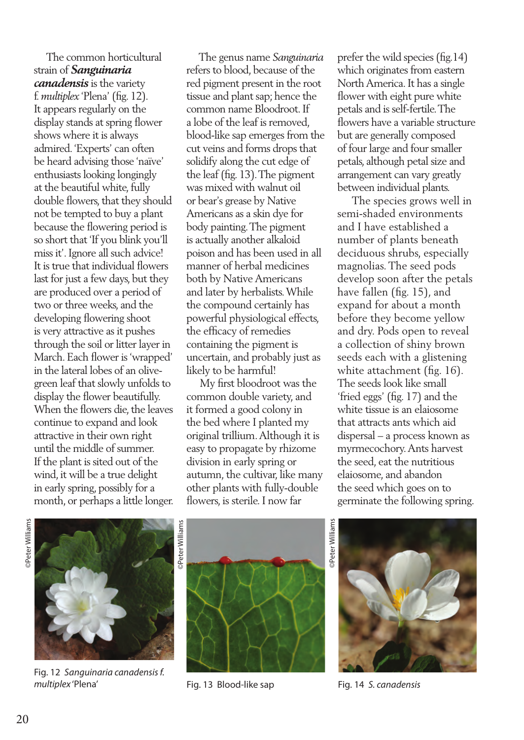The common horticultural strain of ***Sanguinaria canadensis*** is the variety f. *multiplex* 'Plena' (fig. 12). It appears regularly on the display stands at spring flower shows where it is always admired. 'Experts' can often be heard advising those 'naïve' enthusiasts looking longingly at the beautiful white, fully double flowers, that they should not be tempted to buy a plant because the flowering period is so short that 'If you blink you'll miss it'. Ignore all such advice! It is true that individual flowers last for just a few days, but they are produced over a period of two or three weeks, and the developing flowering shoot is very attractive as it pushes through the soil or litter layer in March. Each flower is 'wrapped' in the lateral lobes of an olive-green leaf that slowly unfolds to display the flower beautifully. When the flowers die, the leaves continue to expand and look attractive in their own right until the middle of summer. If the plant is sited out of the wind, it will be a true delight in early spring, possibly for a month, or perhaps a little longer.

The genus name *Sanguinaria* refers to blood, because of the red pigment present in the root tissue and plant sap; hence the common name Bloodroot. If a lobe of the leaf is removed, blood-like sap emerges from the cut veins and forms drops that solidify along the cut edge of the leaf (fig. 13). The pigment was mixed with walnut oil or bear's grease by Native Americans as a skin dye for body painting. The pigment is actually another alkaloid poison and has been used in all manner of herbal medicines both by Native Americans and later by herbalists. While the compound certainly has powerful physiological effects, the efficacy of remedies containing the pigment is uncertain, and probably just as likely to be harmful!

My first bloodroot was the common double variety, and it formed a good colony in the bed where I planted my original trillium. Although it is easy to propagate by rhizome division in early spring or autumn, the cultivar, like many other plants with fully-double flowers, is sterile. I now far prefer the wild species (fig.14) which originates from eastern North America. It has a single flower with eight pure white petals and is self-fertile. The flowers have a variable structure but are generally composed of four large and four smaller petals, although petal size and arrangement can vary greatly between individual plants.

The species grows well in semi-shaded environments and I have established a number of plants beneath deciduous shrubs, especially magnolias. The seed pods develop soon after the petals have fallen (fig. 15), and expand for about a month before they become yellow and dry. Pods open to reveal a collection of shiny brown seeds each with a glistening white attachment (fig. 16). The seeds look like small 'fried eggs' (fig. 17) and the white tissue is an elaiosome that attracts ants which aid dispersal – a process known as myrmecochory. Ants harvest the seed, eat the nutritious elaiosome, and abandon the seed which goes on to germinate the following spring.

©Peter Williams

Fig. 12 *Sanguinaria canadensis f. multiplex* 'Plena'

©Peter Williams

Fig. 13 Blood-like sap

©Peter Williams

Fig. 14 *S. canadensis*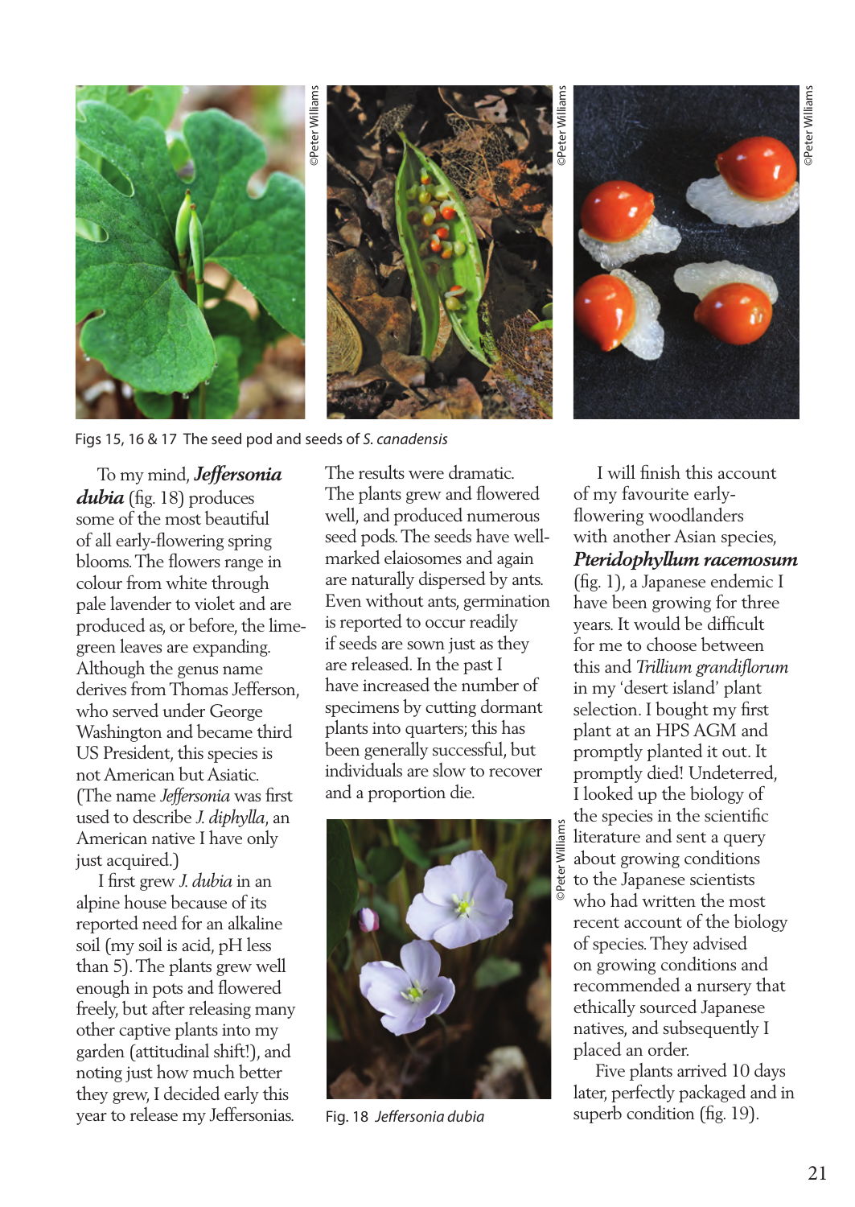Figs 15, 16 & 17 The seed pod and seeds of *S. canadensis*

To my mind, ***Jeffersonia dubia*** (fig. 18) produces some of the most beautiful of all early-flowering spring blooms. The flowers range in colour from white through pale lavender to violet and are produced as, or before, the lime-green leaves are expanding. Although the genus name derives from Thomas Jefferson, who served under George Washington and became third US President, this species is not American but Asiatic. (The name *Jeffersonia* was first used to describe *J. diphylla*, an American native I have only just acquired.)

I first grew *J. dubia* in an alpine house because of its reported need for an alkaline soil (my soil is acid, pH less than 5). The plants grew well enough in pots and flowered freely, but after releasing many other captive plants into my garden (attitudinal shift!), and noting just how much better they grew, I decided early this year to release my Jeffersonias. The results were dramatic. The plants grew and flowered well, and produced numerous seed pods. The seeds have well-marked elaiosomes and again are naturally dispersed by ants. Even without ants, germination is reported to occur readily if seeds are sown just as they are released. In the past I have increased the number of specimens by cutting dormant plants into quarters; this has been generally successful, but individuals are slow to recover and a proportion die.

Fig. 18 *Jeffersonia dubia*

I will finish this account of my favourite early-flowering woodlanders with another Asian species, ***Pteridophyllum racemosum*** (fig. 1), a Japanese endemic I have been growing for three years. It would be difficult for me to choose between this and *Trillium grandiflorum* in my 'desert island' plant selection. I bought my first plant at an HPS AGM and promptly planted it out. It promptly died! Undeterred, I looked up the biology of the species in the scientific literature and sent a query about growing conditions to the Japanese scientists who had written the most recent account of the biology of species. They advised on growing conditions and recommended a nursery that ethically sourced Japanese natives, and subsequently I placed an order.

Five plants arrived 10 days later, perfectly packaged and in superb condition (fig. 19).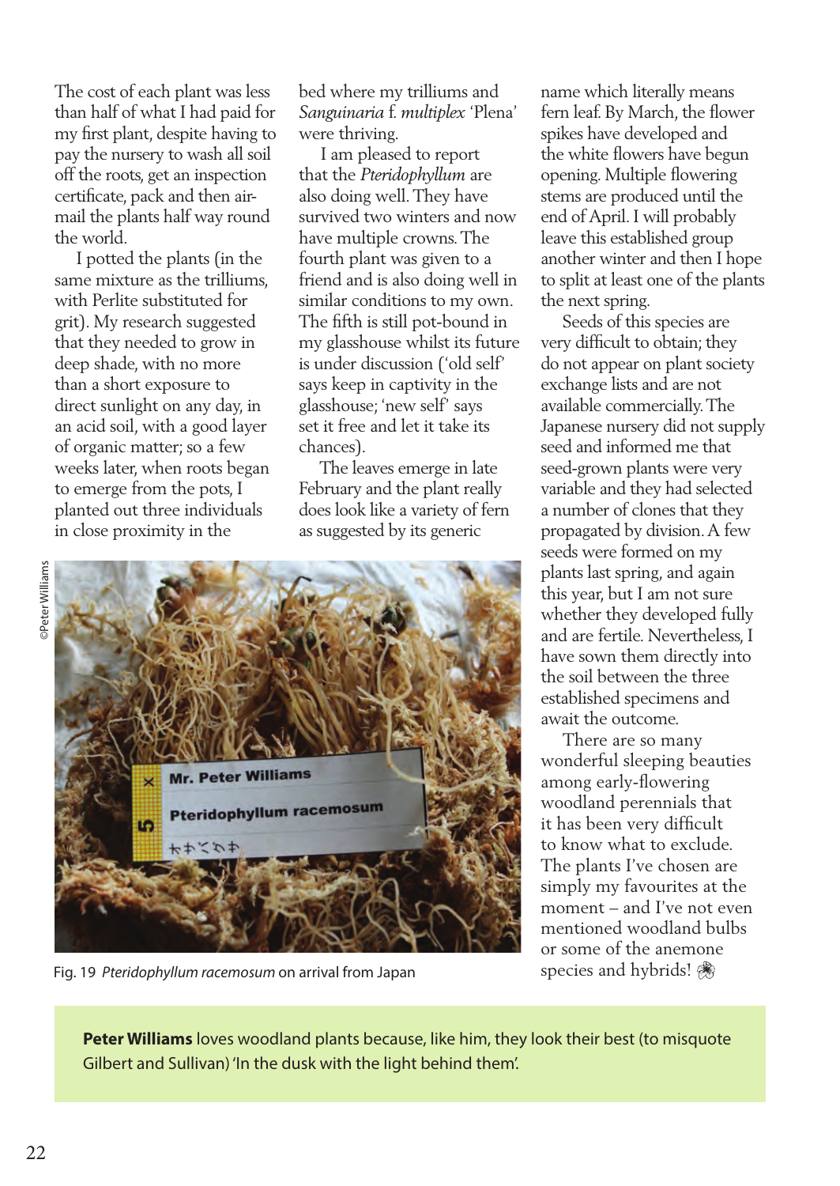The cost of each plant was less than half of what I had paid for my first plant, despite having to pay the nursery to wash all soil off the roots, get an inspection certificate, pack and then air-mail the plants half way round the world.

I potted the plants (in the same mixture as the trilliums, with Perlite substituted for grit). My research suggested that they needed to grow in deep shade, with no more than a short exposure to direct sunlight on any day, in an acid soil, with a good layer of organic matter; so a few weeks later, when roots began to emerge from the pots, I planted out three individuals in close proximity in the bed where my trilliums and *Sanguinaria* f. *multiplex* 'Plena' were thriving.

I am pleased to report that the *Pteridophyllum* are also doing well. They have survived two winters and now have multiple crowns. The fourth plant was given to a friend and is also doing well in similar conditions to my own. The fifth is still pot-bound in my glasshouse whilst its future is under discussion ('old self' says keep in captivity in the glasshouse; 'new self' says set it free and let it take its chances).

The leaves emerge in late February and the plant really does look like a variety of fern as suggested by its generic name which literally means fern leaf. By March, the flower spikes have developed and the white flowers have begun opening. Multiple flowering stems are produced until the end of April. I will probably leave this established group another winter and then I hope to split at least one of the plants the next spring.

Seeds of this species are very difficult to obtain; they do not appear on plant society exchange lists and are not available commercially. The Japanese nursery did not supply seed and informed me that seed-grown plants were very variable and they had selected a number of clones that they propagated by division. A few seeds were formed on my plants last spring, and again this year, but I am not sure whether they developed fully and are fertile. Nevertheless, I have sown them directly into the soil between the three established specimens and await the outcome.

There are so many wonderful sleeping beauties among early-flowering woodland perennials that it has been very difficult to know what to exclude. The plants I've chosen are simply my favourites at the moment – and I've not even mentioned woodland bulbs or some of the anemone species and hybrids!

©Peter Williams

Fig. 19 *Pteridophyllum racemosum* on arrival from Japan

**Peter Williams** loves woodland plants because, like him, they look their best (to misquote Gilbert and Sullivan) 'In the dusk with the light behind them'.